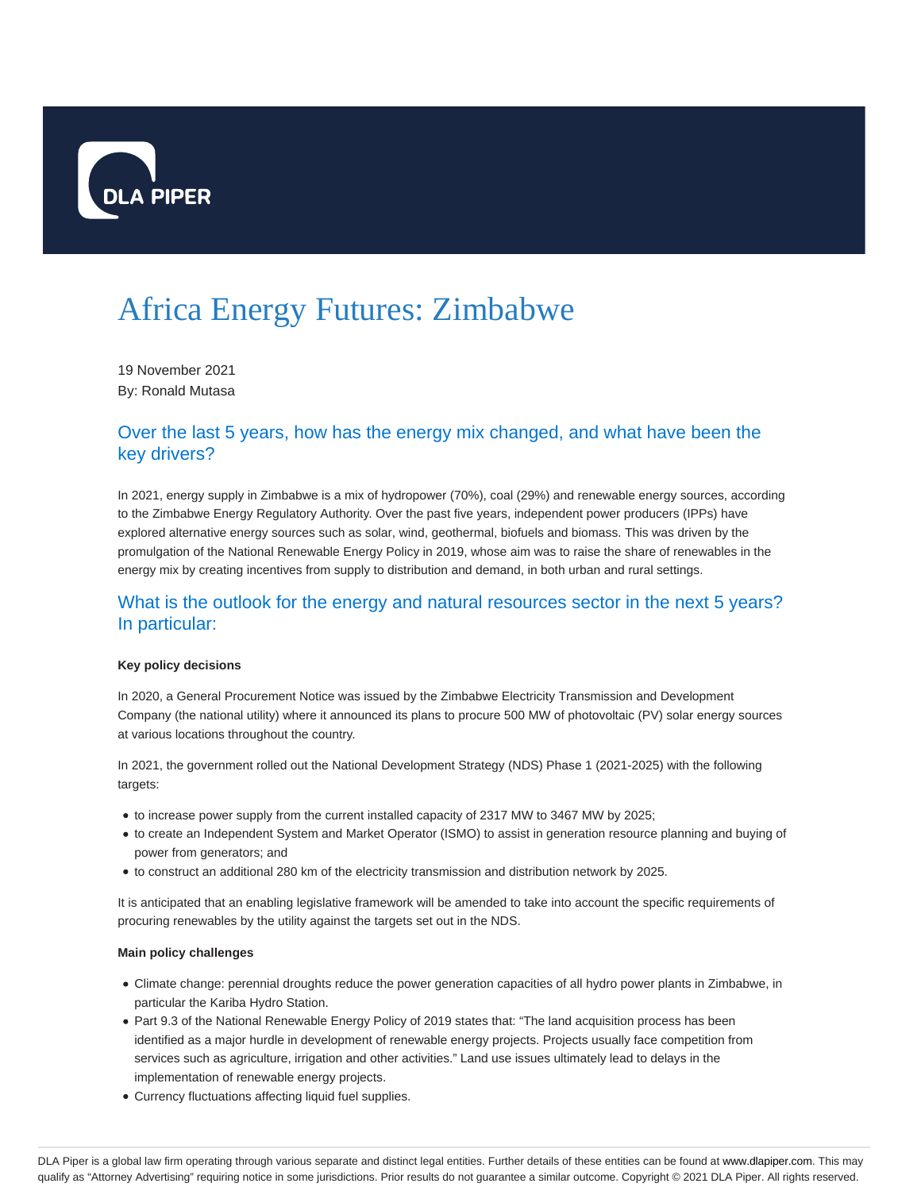# Africa Energy Futures: Zimbabwe

19 November 2021
By: Ronald Mutasa

## Over the last 5 years, how has the energy mix changed, and what have been the key drivers?

In 2021, energy supply in Zimbabwe is a mix of hydropower (70%), coal (29%) and renewable energy sources, according to the Zimbabwe Energy Regulatory Authority. Over the past five years, independent power producers (IPPs) have explored alternative energy sources such as solar, wind, geothermal, biofuels and biomass. This was driven by the promulgation of the National Renewable Energy Policy in 2019, whose aim was to raise the share of renewables in the energy mix by creating incentives from supply to distribution and demand, in both urban and rural settings.

## What is the outlook for the energy and natural resources sector in the next 5 years? In particular:

**Key policy decisions**

In 2020, a General Procurement Notice was issued by the Zimbabwe Electricity Transmission and Development Company (the national utility) where it announced its plans to procure 500 MW of photovoltaic (PV) solar energy sources at various locations throughout the country.

In 2021, the government rolled out the National Development Strategy (NDS) Phase 1 (2021-2025) with the following targets:

- to increase power supply from the current installed capacity of 2317 MW to 3467 MW by 2025;
- to create an Independent System and Market Operator (ISMO) to assist in generation resource planning and buying of power from generators; and
- to construct an additional 280 km of the electricity transmission and distribution network by 2025.

It is anticipated that an enabling legislative framework will be amended to take into account the specific requirements of procuring renewables by the utility against the targets set out in the NDS.

**Main policy challenges**

- Climate change: perennial droughts reduce the power generation capacities of all hydro power plants in Zimbabwe, in particular the Kariba Hydro Station.
- Part 9.3 of the National Renewable Energy Policy of 2019 states that: "The land acquisition process has been identified as a major hurdle in development of renewable energy projects. Projects usually face competition from services such as agriculture, irrigation and other activities." Land use issues ultimately lead to delays in the implementation of renewable energy projects.
- Currency fluctuations affecting liquid fuel supplies.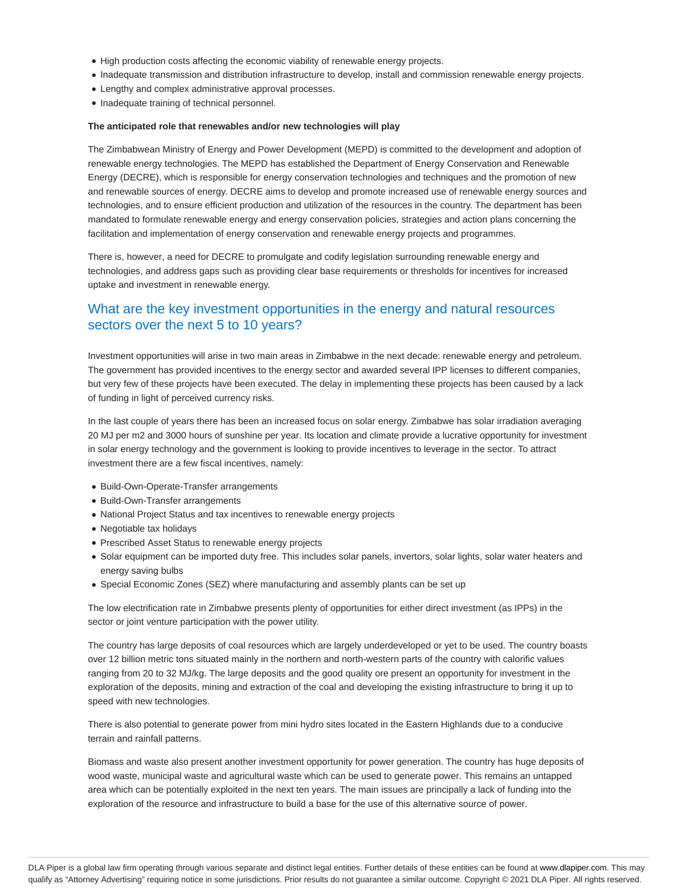- High production costs affecting the economic viability of renewable energy projects.
- Inadequate transmission and distribution infrastructure to develop, install and commission renewable energy projects.
- Lengthy and complex administrative approval processes.
- Inadequate training of technical personnel.

**The anticipated role that renewables and/or new technologies will play**

The Zimbabwean Ministry of Energy and Power Development (MEPD) is committed to the development and adoption of renewable energy technologies. The MEPD has established the Department of Energy Conservation and Renewable Energy (DECRE), which is responsible for energy conservation technologies and techniques and the promotion of new and renewable sources of energy. DECRE aims to develop and promote increased use of renewable energy sources and technologies, and to ensure efficient production and utilization of the resources in the country. The department has been mandated to formulate renewable energy and energy conservation policies, strategies and action plans concerning the facilitation and implementation of energy conservation and renewable energy projects and programmes.

There is, however, a need for DECRE to promulgate and codify legislation surrounding renewable energy and technologies, and address gaps such as providing clear base requirements or thresholds for incentives for increased uptake and investment in renewable energy.

## What are the key investment opportunities in the energy and natural resources sectors over the next 5 to 10 years?

Investment opportunities will arise in two main areas in Zimbabwe in the next decade: renewable energy and petroleum. The government has provided incentives to the energy sector and awarded several IPP licenses to different companies, but very few of these projects have been executed. The delay in implementing these projects has been caused by a lack of funding in light of perceived currency risks.

In the last couple of years there has been an increased focus on solar energy. Zimbabwe has solar irradiation averaging 20 MJ per m2 and 3000 hours of sunshine per year. Its location and climate provide a lucrative opportunity for investment in solar energy technology and the government is looking to provide incentives to leverage in the sector. To attract investment there are a few fiscal incentives, namely:

- Build-Own-Operate-Transfer arrangements
- Build-Own-Transfer arrangements
- National Project Status and tax incentives to renewable energy projects
- Negotiable tax holidays
- Prescribed Asset Status to renewable energy projects
- Solar equipment can be imported duty free. This includes solar panels, invertors, solar lights, solar water heaters and energy saving bulbs
- Special Economic Zones (SEZ) where manufacturing and assembly plants can be set up

The low electrification rate in Zimbabwe presents plenty of opportunities for either direct investment (as IPPs) in the sector or joint venture participation with the power utility.

The country has large deposits of coal resources which are largely underdeveloped or yet to be used. The country boasts over 12 billion metric tons situated mainly in the northern and north-western parts of the country with calorific values ranging from 20 to 32 MJ/kg. The large deposits and the good quality ore present an opportunity for investment in the exploration of the deposits, mining and extraction of the coal and developing the existing infrastructure to bring it up to speed with new technologies.

There is also potential to generate power from mini hydro sites located in the Eastern Highlands due to a conducive terrain and rainfall patterns.

Biomass and waste also present another investment opportunity for power generation. The country has huge deposits of wood waste, municipal waste and agricultural waste which can be used to generate power. This remains an untapped area which can be potentially exploited in the next ten years. The main issues are principally a lack of funding into the exploration of the resource and infrastructure to build a base for the use of this alternative source of power.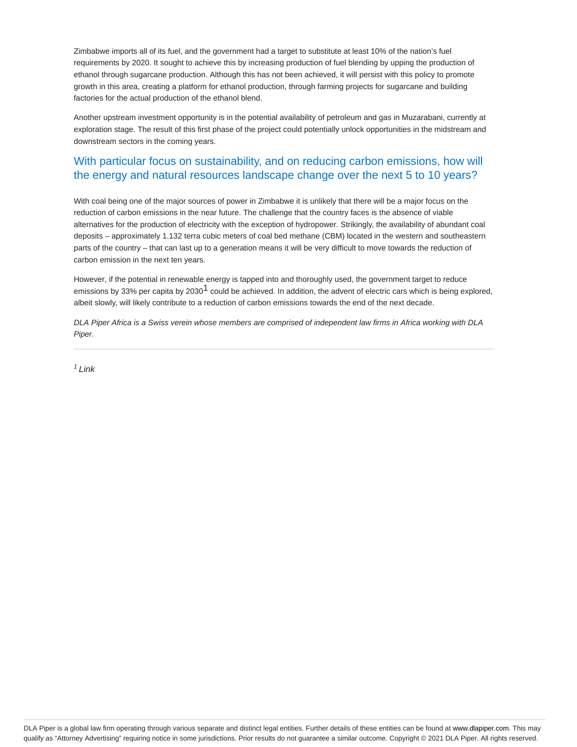Zimbabwe imports all of its fuel, and the government had a target to substitute at least 10% of the nation's fuel requirements by 2020. It sought to achieve this by increasing production of fuel blending by upping the production of ethanol through sugarcane production. Although this has not been achieved, it will persist with this policy to promote growth in this area, creating a platform for ethanol production, through farming projects for sugarcane and building factories for the actual production of the ethanol blend.

Another upstream investment opportunity is in the potential availability of petroleum and gas in Muzarabani, currently at exploration stage. The result of this first phase of the project could potentially unlock opportunities in the midstream and downstream sectors in the coming years.

## With particular focus on sustainability, and on reducing carbon emissions, how will the energy and natural resources landscape change over the next 5 to 10 years?

With coal being one of the major sources of power in Zimbabwe it is unlikely that there will be a major focus on the reduction of carbon emissions in the near future. The challenge that the country faces is the absence of viable alternatives for the production of electricity with the exception of hydropower. Strikingly, the availability of abundant coal deposits – approximately 1.132 terra cubic meters of coal bed methane (CBM) located in the western and southeastern parts of the country – that can last up to a generation means it will be very difficult to move towards the reduction of carbon emission in the next ten years.

However, if the potential in renewable energy is tapped into and thoroughly used, the government target to reduce emissions by 33% per capita by 2030[1] could be achieved. In addition, the advent of electric cars which is being explored, albeit slowly, will likely contribute to a reduction of carbon emissions towards the end of the next decade.

*DLA Piper Africa is a Swiss verein whose members are comprised of independent law firms in Africa working with DLA Piper.*

---

[1] *Link*

DLA Piper is a global law firm operating through various separate and distinct legal entities. Further details of these entities can be found at www.dlapiper.com. This may qualify as "Attorney Advertising" requiring notice in some jurisdictions. Prior results do not guarantee a similar outcome. Copyright © 2021 DLA Piper. All rights reserved.